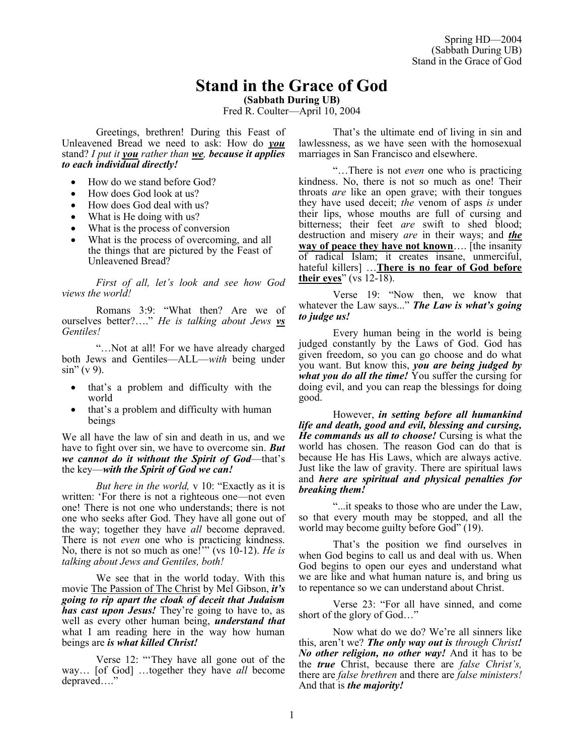# Stand in the Grace of God

**(Sabbath During UB)**

Fred R. Coulter—April 10, 2004

Greetings, brethren! During this Feast of Unleavened Bread we need to ask: How do ***you*** stand? *I put it **you** rather than **we**, **because it applies to each individual directly!***

- How do we stand before God?
- How does God look at us?
- How does God deal with us?
- What is He doing with us?
- What is the process of conversion
- What is the process of overcoming, and all the things that are pictured by the Feast of Unleavened Bread?

*First of all, let's look and see how God views the world!*

Romans 3:9: "What then? Are we of ourselves better?…." *He is talking about Jews **vs** Gentiles!*

"…Not at all! For we have already charged both Jews and Gentiles—ALL—*with* being under sin" (v 9).

- that's a problem and difficulty with the world
- that's a problem and difficulty with human beings

We all have the law of sin and death in us, and we have to fight over sin, we have to overcome sin. ***But we cannot do it without the Spirit of God***—that's the key—***with the Spirit of God we can!***

*But here in the world,* v 10: "Exactly as it is written: 'For there is not a righteous one—not even one! There is not one who understands; there is not one who seeks after God. They have all gone out of the way; together they have *all* become depraved. There is not *even* one who is practicing kindness. No, there is not so much as one!'" (vs 10-12). *He is talking about Jews and Gentiles, both!*

We see that in the world today. With this movie The Passion of The Christ by Mel Gibson, ***it's going to rip apart the cloak of deceit that Judaism has cast upon Jesus!*** They're going to have to, as well as every other human being, ***understand that*** what I am reading here in the way how human beings are ***is what killed Christ!***

Verse 12: "'They have all gone out of the way… [of God] …together they have *all* become depraved…."

That's the ultimate end of living in sin and lawlessness, as we have seen with the homosexual marriages in San Francisco and elsewhere.

"…There is not *even* one who is practicing kindness. No, there is not so much as one! Their throats *are* like an open grave; with their tongues they have used deceit; *the* venom of asps *is* under their lips, whose mouths are full of cursing and bitterness; their feet *are* swift to shed blood; destruction and misery *are* in their ways; and ***the*** **way of peace they have not known**…. [the insanity of radical Islam; it creates insane, unmerciful, hateful killers] …**There is no fear of God before their eyes**" (vs 12-18).

Verse 19: "Now then, we know that whatever the Law says..." ***The Law is what's going to judge us!***

Every human being in the world is being judged constantly by the Laws of God. God has given freedom, so you can go choose and do what you want. But know this, ***you are being judged by what you do all the time!*** You suffer the cursing for doing evil, and you can reap the blessings for doing good.

However, ***in setting before all humankind life and death, good and evil, blessing and cursing, He commands us all to choose!*** Cursing is what the world has chosen. The reason God can do that is because He has His Laws, which are always active. Just like the law of gravity. There are spiritual laws and ***here are spiritual and physical penalties for breaking them!***

"...it speaks to those who are under the Law, so that every mouth may be stopped, and all the world may become guilty before God" (19).

That's the position we find ourselves in when God begins to call us and deal with us. When God begins to open our eyes and understand what we are like and what human nature is, and bring us to repentance so we can understand about Christ.

Verse 23: "For all have sinned, and come short of the glory of God…"

Now what do we do? We're all sinners like this, aren't we? ***The only way out is** through Christ**!** No other religion, no other way!* And it has to be the ***true*** Christ, because there are *false Christ's,* there are *false brethren* and there are *false ministers!* And that is ***the majority!***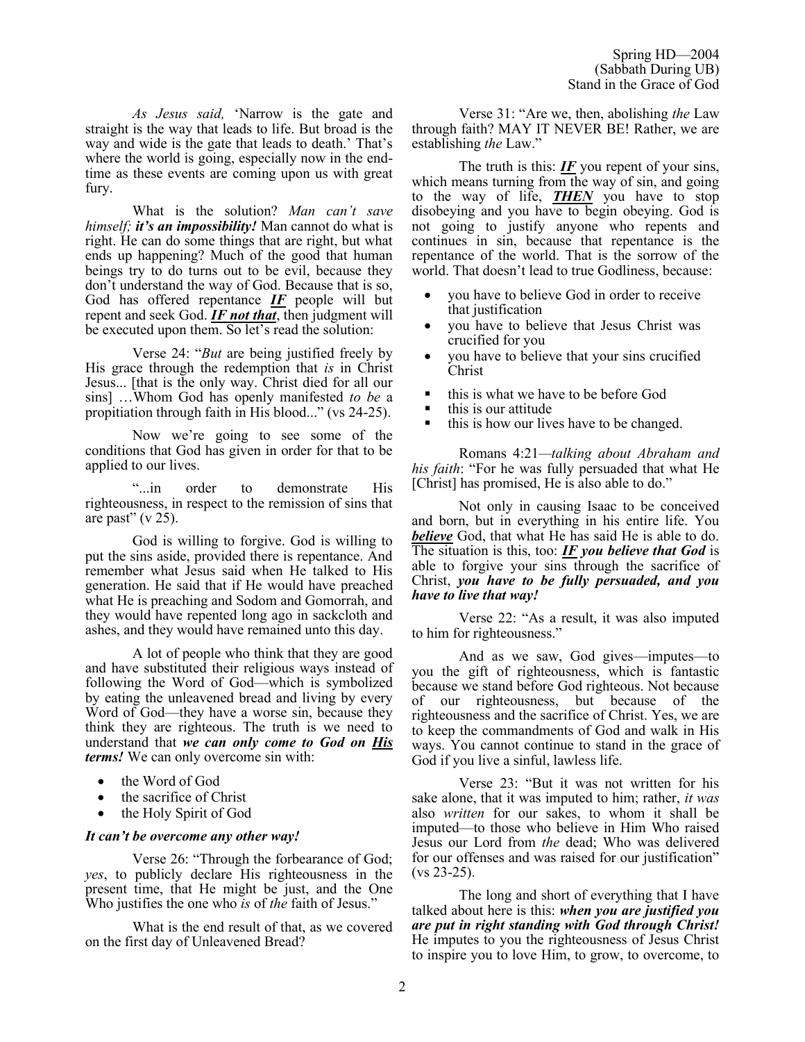*As Jesus said,* 'Narrow is the gate and straight is the way that leads to life. But broad is the way and wide is the gate that leads to death.' That's where the world is going, especially now in the end-time as these events are coming upon us with great fury.

What is the solution? *Man can't save himself; **it's an impossibility!*** Man cannot do what is right. He can do some things that are right, but what ends up happening? Much of the good that human beings try to do turns out to be evil, because they don't understand the way of God. Because that is so, God has offered repentance ***IF*** people will but repent and seek God. ***IF not that***, then judgment will be executed upon them. So let's read the solution:

Verse 24: "*But* are being justified freely by His grace through the redemption that *is* in Christ Jesus... [that is the only way. Christ died for all our sins] …Whom God has openly manifested *to be* a propitiation through faith in His blood..." (vs 24-25).

Now we're going to see some of the conditions that God has given in order for that to be applied to our lives.

"...in order to demonstrate His righteousness, in respect to the remission of sins that are past" (v 25).

God is willing to forgive. God is willing to put the sins aside, provided there is repentance. And remember what Jesus said when He talked to His generation. He said that if He would have preached what He is preaching and Sodom and Gomorrah, and they would have repented long ago in sackcloth and ashes, and they would have remained unto this day.

A lot of people who think that they are good and have substituted their religious ways instead of following the Word of God—which is symbolized by eating the unleavened bread and living by every Word of God—they have a worse sin, because they think they are righteous. The truth is we need to understand that ***we can only come to God on His terms!*** We can only overcome sin with:

- the Word of God
- the sacrifice of Christ
- the Holy Spirit of God

***It can't be overcome any other way!***

Verse 26: "Through the forbearance of God; *yes*, to publicly declare His righteousness in the present time, that He might be just, and the One Who justifies the one who *is* of *the* faith of Jesus."

What is the end result of that, as we covered on the first day of Unleavened Bread?

Verse 31: "Are we, then, abolishing *the* Law through faith? MAY IT NEVER BE! Rather, we are establishing *the* Law."

The truth is this: ***IF*** you repent of your sins, which means turning from the way of sin, and going to the way of life, ***THEN*** you have to stop disobeying and you have to begin obeying. God is not going to justify anyone who repents and continues in sin, because that repentance is the repentance of the world. That is the sorrow of the world. That doesn't lead to true Godliness, because:

- you have to believe God in order to receive that justification
- you have to believe that Jesus Christ was crucified for you
- you have to believe that your sins crucified Christ

- this is what we have to be before God
- this is our attitude
- this is how our lives have to be changed.

Romans 4:21—*talking about Abraham and his faith*: "For he was fully persuaded that what He [Christ] has promised, He is also able to do."

Not only in causing Isaac to be conceived and born, but in everything in his entire life. You ***believe*** God, that what He has said He is able to do. The situation is this, too: ***IF you believe that God*** is able to forgive your sins through the sacrifice of Christ, ***you have to be fully persuaded, and you have to live that way!***

Verse 22: "As a result, it was also imputed to him for righteousness."

And as we saw, God gives—imputes—to you the gift of righteousness, which is fantastic because we stand before God righteous. Not because of our righteousness, but because of the righteousness and the sacrifice of Christ. Yes, we are to keep the commandments of God and walk in His ways. You cannot continue to stand in the grace of God if you live a sinful, lawless life.

Verse 23: "But it was not written for his sake alone, that it was imputed to him; rather, *it was* also *written* for our sakes, to whom it shall be imputed—to those who believe in Him Who raised Jesus our Lord from *the* dead; Who was delivered for our offenses and was raised for our justification" (vs 23-25).

The long and short of everything that I have talked about here is this: ***when you are justified you are put in right standing with God through Christ!*** He imputes to you the righteousness of Jesus Christ to inspire you to love Him, to grow, to overcome, to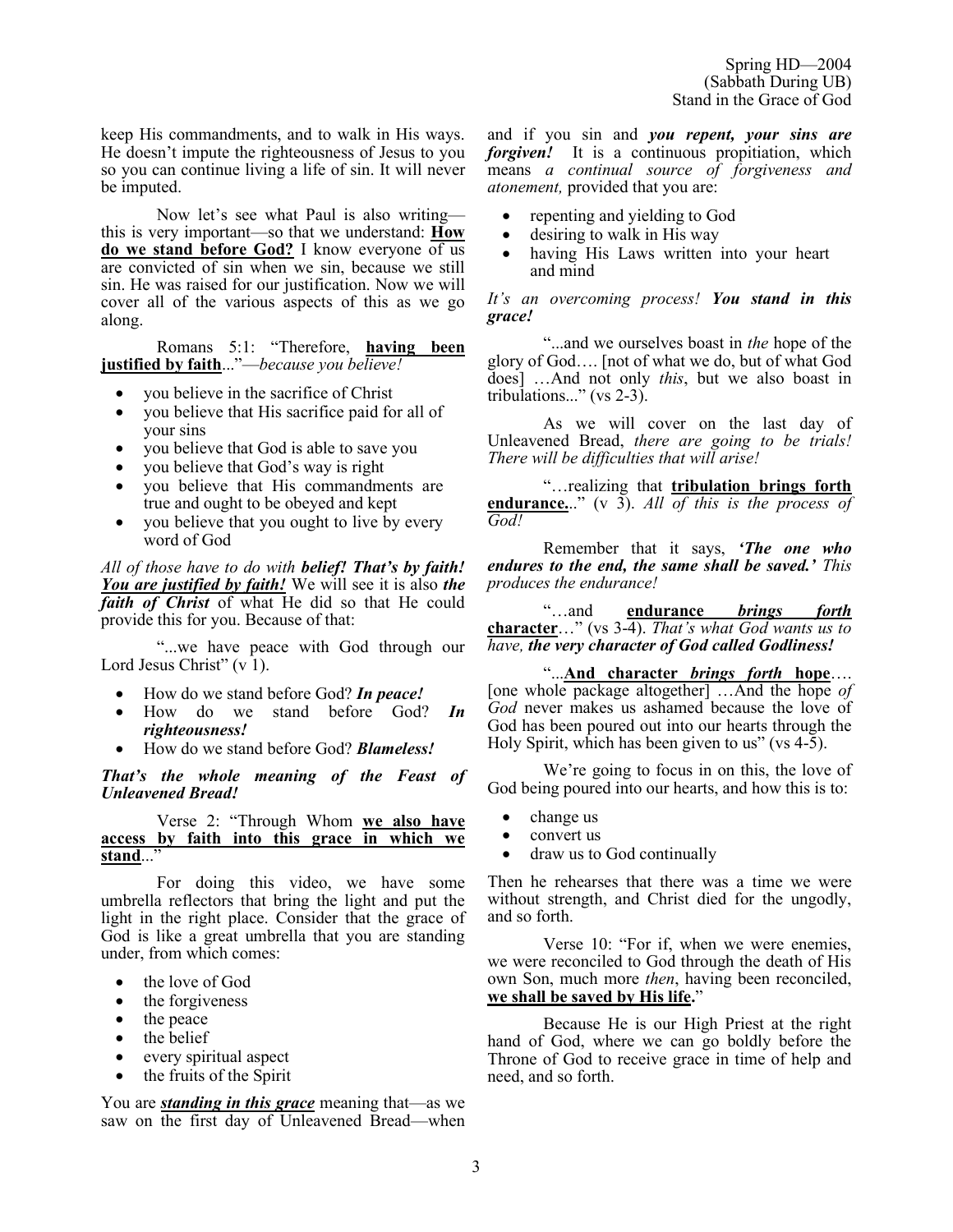keep His commandments, and to walk in His ways. He doesn't impute the righteousness of Jesus to you so you can continue living a life of sin. It will never be imputed.

Now let's see what Paul is also writing—this is very important—so that we understand: **How do we stand before God?** I know everyone of us are convicted of sin when we sin, because we still sin. He was raised for our justification. Now we will cover all of the various aspects of this as we go along.

Romans 5:1: "Therefore, **having been justified by faith**..."—*because you believe!*

- you believe in the sacrifice of Christ
- you believe that His sacrifice paid for all of your sins
- you believe that God is able to save you
- you believe that God's way is right
- you believe that His commandments are true and ought to be obeyed and kept
- you believe that you ought to live by every word of God

*All of those have to do with **belief! That's by faith! You are justified by faith!*** We will see it is also ***the faith of Christ*** of what He did so that He could provide this for you. Because of that:

"...we have peace with God through our Lord Jesus Christ" (v 1).

- How do we stand before God? ***In peace!***
- How do we stand before God? ***In righteousness!***
- How do we stand before God? ***Blameless!***

***That's the whole meaning of the Feast of Unleavened Bread!***

Verse 2: "Through Whom **we also have access by faith into this grace in which we stand**..."

For doing this video, we have some umbrella reflectors that bring the light and put the light in the right place. Consider that the grace of God is like a great umbrella that you are standing under, from which comes:

- the love of God
- the forgiveness
- the peace
- the belief
- every spiritual aspect
- the fruits of the Spirit

You are ***standing in this grace*** meaning that—as we saw on the first day of Unleavened Bread—when and if you sin and ***you repent, your sins are forgiven!*** It is a continuous propitiation, which means *a continual source of forgiveness and atonement,* provided that you are:

- repenting and yielding to God
- desiring to walk in His way
- having His Laws written into your heart and mind

*It's an overcoming process!* ***You stand in this grace!***

"...and we ourselves boast in *the* hope of the glory of God…. [not of what we do, but of what God does] …And not only *this*, but we also boast in tribulations..." (vs 2-3).

As we will cover on the last day of Unleavened Bread, *there are going to be trials! There will be difficulties that will arise!*

"…realizing that **tribulation brings forth endurance.**.." (v 3). *All of this is the process of God!*

Remember that it says, ***'The one who endures to the end, the same shall be saved.'*** *This produces the endurance!*

"…and **endurance *brings forth* character**…" (vs 3-4). *That's what God wants us to have,* ***the very character of God called Godliness!***

"...**And character *brings forth* hope**…. [one whole package altogether] …And the hope *of God* never makes us ashamed because the love of God has been poured out into our hearts through the Holy Spirit, which has been given to us" (vs 4-5).

We're going to focus in on this, the love of God being poured into our hearts, and how this is to:

- change us
- convert us
- draw us to God continually

Then he rehearses that there was a time we were without strength, and Christ died for the ungodly, and so forth.

Verse 10: "For if, when we were enemies, we were reconciled to God through the death of His own Son, much more *then*, having been reconciled, **we shall be saved by His life.**"

Because He is our High Priest at the right hand of God, where we can go boldly before the Throne of God to receive grace in time of help and need, and so forth.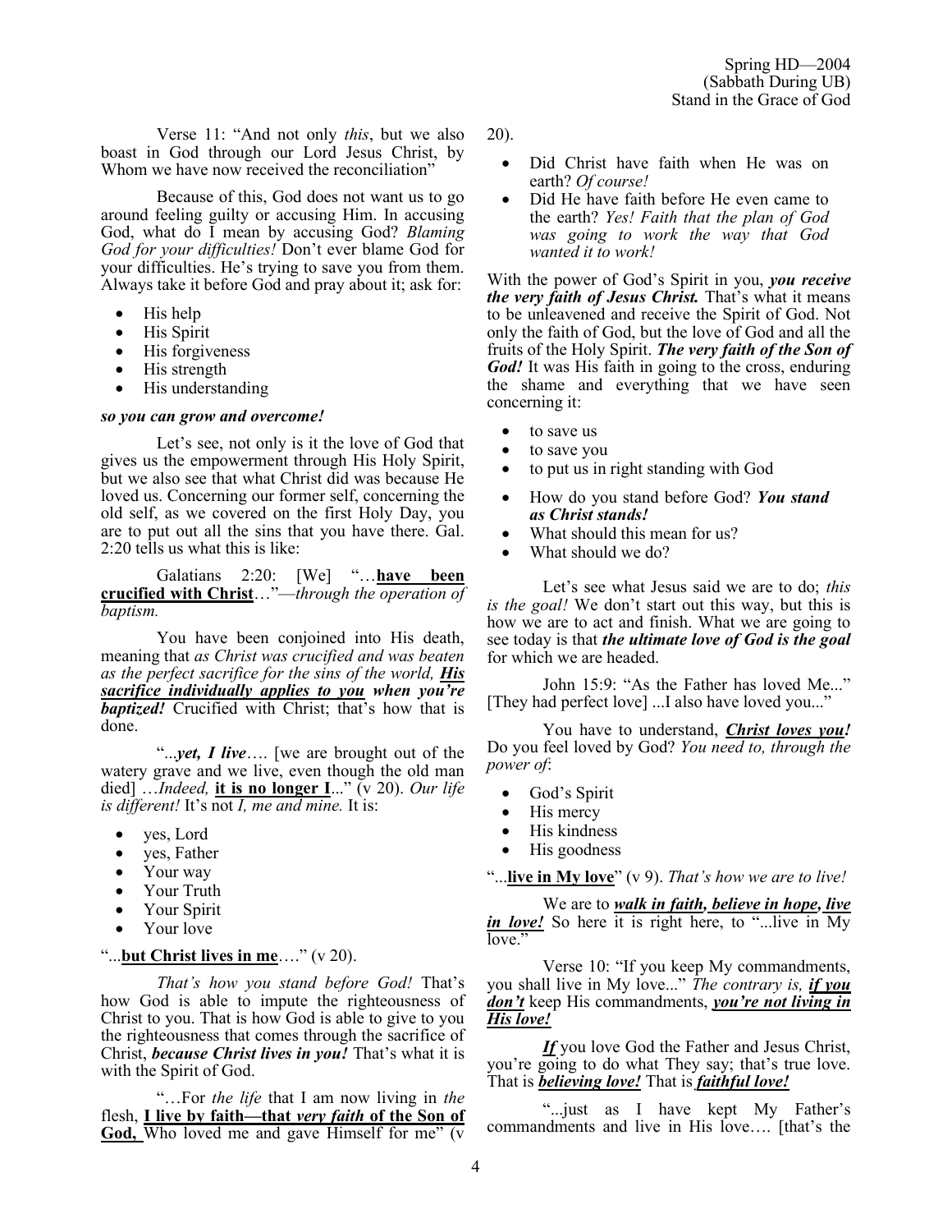Verse 11: "And not only *this*, but we also boast in God through our Lord Jesus Christ, by Whom we have now received the reconciliation"

Because of this, God does not want us to go around feeling guilty or accusing Him. In accusing God, what do I mean by accusing God? *Blaming God for your difficulties!* Don't ever blame God for your difficulties. He's trying to save you from them. Always take it before God and pray about it; ask for:

- His help
- His Spirit
- His forgiveness
- His strength
- His understanding

***so you can grow and overcome!***

Let's see, not only is it the love of God that gives us the empowerment through His Holy Spirit, but we also see that what Christ did was because He loved us. Concerning our former self, concerning the old self, as we covered on the first Holy Day, you are to put out all the sins that you have there. Gal. 2:20 tells us what this is like:

Galatians 2:20: [We] "…**have been crucified with Christ**…"—*through the operation of baptism.*

You have been conjoined into His death, meaning that *as Christ was crucified and was beaten as the perfect sacrifice for the sins of the world, **His sacrifice individually applies to you** when you're **baptized!*** Crucified with Christ; that's how that is done.

"...***yet, I live***…. [we are brought out of the watery grave and we live, even though the old man died] …*Indeed,* **it is no longer I**..." (v 20). *Our life is different!* It's not *I, me and mine.* It is:

- yes, Lord
- yes, Father
- Your way
- Your Truth
- Your Spirit
- Your love

"...**but Christ lives in me**…." (v 20).

*That's how you stand before God!* That's how God is able to impute the righteousness of Christ to you. That is how God is able to give to you the righteousness that comes through the sacrifice of Christ, ***because Christ lives in you!*** That's what it is with the Spirit of God.

"…For *the life* that I am now living in *the* flesh, **I live by faith—that *very faith* of the Son of God,** Who loved me and gave Himself for me" (v 20).

- Did Christ have faith when He was on earth? *Of course!*
- Did He have faith before He even came to the earth? *Yes! Faith that the plan of God was going to work the way that God wanted it to work!*

With the power of God's Spirit in you, ***you receive the very faith of Jesus Christ.*** That's what it means to be unleavened and receive the Spirit of God. Not only the faith of God, but the love of God and all the fruits of the Holy Spirit. ***The very faith of the Son of God!*** It was His faith in going to the cross, enduring the shame and everything that we have seen concerning it:

- to save us
- to save you
- to put us in right standing with God

- How do you stand before God? ***You stand as Christ stands!***
- What should this mean for us?
- What should we do?

Let's see what Jesus said we are to do; *this is the goal!* We don't start out this way, but this is how we are to act and finish. What we are going to see today is that ***the ultimate love of God is the goal*** for which we are headed.

John 15:9: "As the Father has loved Me..." [They had perfect love] ...I also have loved you..."

You have to understand, ***Christ loves you!*** Do you feel loved by God? *You need to, through the power of*:

- God's Spirit
- His mercy
- His kindness
- His goodness

"...**live in My love**" (v 9). *That's how we are to live!*

We are to ***walk in faith, believe in hope, live in love!*** So here it is right here, to "...live in My love."

Verse 10: "If you keep My commandments, you shall live in My love..." *The contrary is,* ***if you don't*** keep His commandments, ***you're not living in His love!***

***If*** you love God the Father and Jesus Christ, you're going to do what They say; that's true love. That is ***believing love!*** That is ***faithful love!***

"...just as I have kept My Father's commandments and live in His love…. [that's the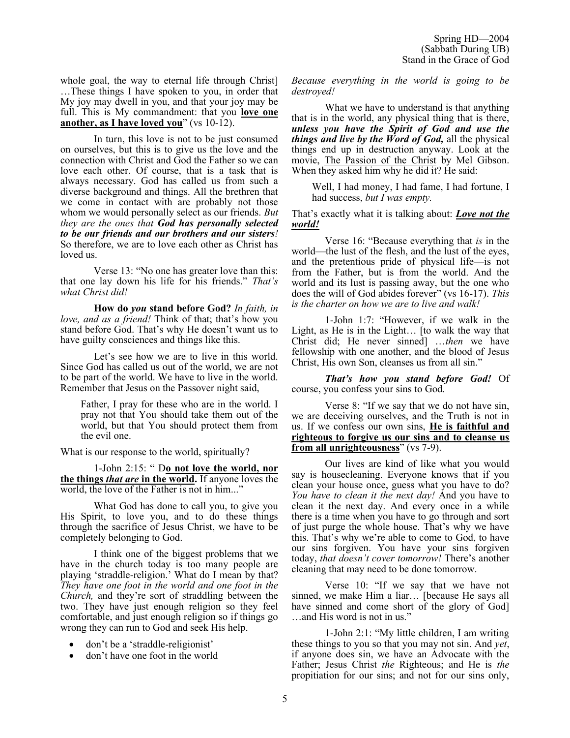whole goal, the way to eternal life through Christ] …These things I have spoken to you, in order that My joy may dwell in you, and that your joy may be full. This is My commandment: that you **love one another, as I have loved you**" (vs 10-12).

In turn, this love is not to be just consumed on ourselves, but this is to give us the love and the connection with Christ and God the Father so we can love each other. Of course, that is a task that is always necessary. God has called us from such a diverse background and things. All the brethren that we come in contact with are probably not those whom we would personally select as our friends. *But they are the ones that **God has personally selected to be our friends and our brothers and our sisters**!* So therefore, we are to love each other as Christ has loved us.

Verse 13: "No one has greater love than this: that one lay down his life for his friends." *That's what Christ did!*

**How do *you* stand before God?** *In faith, in love, and as a friend!* Think of that; that's how you stand before God. That's why He doesn't want us to have guilty consciences and things like this.

Let's see how we are to live in this world. Since God has called us out of the world, we are not to be part of the world. We have to live in the world. Remember that Jesus on the Passover night said,

> Father, I pray for these who are in the world. I pray not that You should take them out of the world, but that You should protect them from the evil one.

What is our response to the world, spiritually?

1-John 2:15: " D**o not love the world, nor the things *that are* in the world.** If anyone loves the world, the love of the Father is not in him..."

What God has done to call you, to give you His Spirit, to love you, and to do these things through the sacrifice of Jesus Christ, we have to be completely belonging to God.

I think one of the biggest problems that we have in the church today is too many people are playing 'straddle-religion.' What do I mean by that? *They have one foot in the world and one foot in the Church,* and they're sort of straddling between the two. They have just enough religion so they feel comfortable, and just enough religion so if things go wrong they can run to God and seek His help.

- don't be a 'straddle-religionist'
- don't have one foot in the world

*Because everything in the world is going to be destroyed!*

What we have to understand is that anything that is in the world, any physical thing that is there, ***unless you have the Spirit of God and use the things and live by the Word of God,*** all the physical things end up in destruction anyway. Look at the movie, The Passion of the Christ by Mel Gibson. When they asked him why he did it? He said:

> Well, I had money, I had fame, I had fortune, I had success, *but I was empty.*

That's exactly what it is talking about: ***Love not the world!***

Verse 16: "Because everything that *is* in the world—the lust of the flesh, and the lust of the eyes, and the pretentious pride of physical life—is not from the Father, but is from the world. And the world and its lust is passing away, but the one who does the will of God abides forever" (vs 16-17). *This is the charter on how we are to live and walk!*

1-John 1:7: "However, if we walk in the Light, as He is in the Light… [to walk the way that Christ did; He never sinned] …*then* we have fellowship with one another, and the blood of Jesus Christ, His own Son, cleanses us from all sin."

***That's how you stand before God!*** Of course, you confess your sins to God.

Verse 8: "If we say that we do not have sin, we are deceiving ourselves, and the Truth is not in us. If we confess our own sins, **He is faithful and righteous to forgive us our sins and to cleanse us from all unrighteousness**" (vs 7-9).

Our lives are kind of like what you would say is housecleaning. Everyone knows that if you clean your house once, guess what you have to do? *You have to clean it the next day!* And you have to clean it the next day. And every once in a while there is a time when you have to go through and sort of just purge the whole house. That's why we have this. That's why we're able to come to God, to have our sins forgiven. You have your sins forgiven today, *that doesn't cover tomorrow!* There's another cleaning that may need to be done tomorrow.

Verse 10: "If we say that we have not sinned, we make Him a liar… [because He says all have sinned and come short of the glory of God] …and His word is not in us."

1-John 2:1: "My little children, I am writing these things to you so that you may not sin. And *yet*, if anyone does sin, we have an Advocate with the Father; Jesus Christ *the* Righteous; and He is *the* propitiation for our sins; and not for our sins only,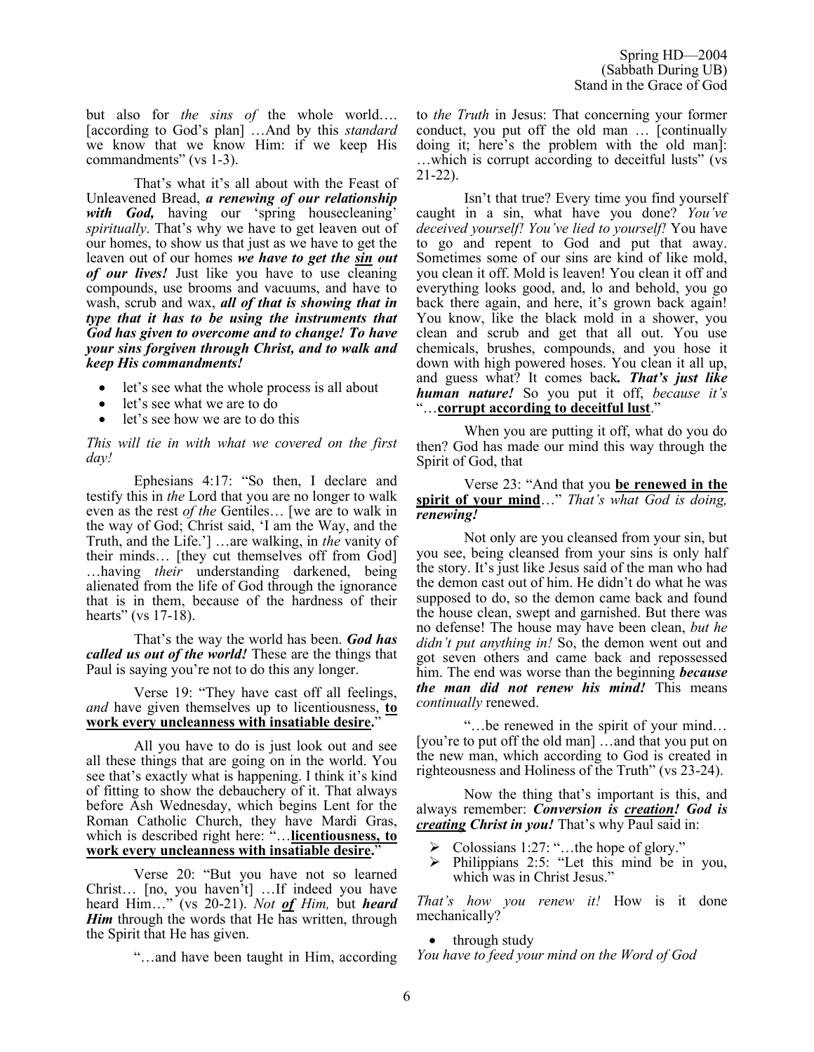but also for *the sins of* the whole world…. [according to God's plan] …And by this *standard* we know that we know Him: if we keep His commandments" (vs 1-3).

That's what it's all about with the Feast of Unleavened Bread, ***a renewing of our relationship with God,*** having our 'spring housecleaning' *spiritually*. That's why we have to get leaven out of our homes, to show us that just as we have to get the leaven out of our homes ***we have to get the <u>sin</u> out of our lives!*** Just like you have to use cleaning compounds, use brooms and vacuums, and have to wash, scrub and wax, ***all of that is showing that in type that it has to be using the instruments that God has given to overcome and to change! To have your sins forgiven through Christ, and to walk and keep His commandments!***

- let's see what the whole process is all about
- let's see what we are to do
- let's see how we are to do this

*This will tie in with what we covered on the first day!*

Ephesians 4:17: "So then, I declare and testify this in *the* Lord that you are no longer to walk even as the rest *of the* Gentiles… [we are to walk in the way of God; Christ said, 'I am the Way, and the Truth, and the Life.'] …are walking, in *the* vanity of their minds… [they cut themselves off from God] …having *their* understanding darkened, being alienated from the life of God through the ignorance that is in them, because of the hardness of their hearts" (vs 17-18).

That's the way the world has been. ***God has called us out of the world!*** These are the things that Paul is saying you're not to do this any longer.

Verse 19: "They have cast off all feelings, *and* have given themselves up to licentiousness, **<u>to work every uncleanness with insatiable desire.</u>**"

All you have to do is just look out and see all these things that are going on in the world. You see that's exactly what is happening. I think it's kind of fitting to show the debauchery of it. That always before Ash Wednesday, which begins Lent for the Roman Catholic Church, they have Mardi Gras, which is described right here: "…**<u>licentiousness, to work every uncleanness with insatiable desire.</u>**"

Verse 20: "But you have not so learned Christ… [no, you haven't] …If indeed you have heard Him…" (vs 20-21). *Not **<u>of</u>** Him,* but ***heard Him*** through the words that He has written, through the Spirit that He has given.

"…and have been taught in Him, according to *the Truth* in Jesus: That concerning your former conduct, you put off the old man … [continually doing it; here's the problem with the old man]: …which is corrupt according to deceitful lusts" (vs 21-22).

Isn't that true? Every time you find yourself caught in a sin, what have you done? *You've deceived yourself! You've lied to yourself!* You have to go and repent to God and put that away. Sometimes some of our sins are kind of like mold, you clean it off. Mold is leaven! You clean it off and everything looks good, and, lo and behold, you go back there again, and here, it's grown back again! You know, like the black mold in a shower, you clean and scrub and get that all out. You use chemicals, brushes, compounds, and you hose it down with high powered hoses. You clean it all up, and guess what? It comes back***. That's just like human nature!*** So you put it off, *because it's* "…**<u>corrupt according to deceitful lust</u>**."

When you are putting it off, what do you do then? God has made our mind this way through the Spirit of God, that

Verse 23: "And that you **<u>be renewed in the spirit of your mind</u>**…" ***That's what God is doing, renewing!***

Not only are you cleansed from your sin, but you see, being cleansed from your sins is only half the story. It's just like Jesus said of the man who had the demon cast out of him. He didn't do what he was supposed to do, so the demon came back and found the house clean, swept and garnished. But there was no defense! The house may have been clean, *but he didn't put anything in!* So, the demon went out and got seven others and came back and repossessed him. The end was worse than the beginning ***because the man did not renew his mind!*** This means *continually* renewed.

"…be renewed in the spirit of your mind… [you're to put off the old man] …and that you put on the new man, which according to God is created in righteousness and Holiness of the Truth" (vs 23-24).

Now the thing that's important is this, and always remember: ***Conversion is <u>creation</u>! God is <u>creating</u> Christ in you!*** That's why Paul said in:

- Colossians 1:27: "…the hope of glory."
- Philippians 2:5: "Let this mind be in you, which was in Christ Jesus."

*That's how you renew it!* How is it done mechanically?

- through study

*You have to feed your mind on the Word of God*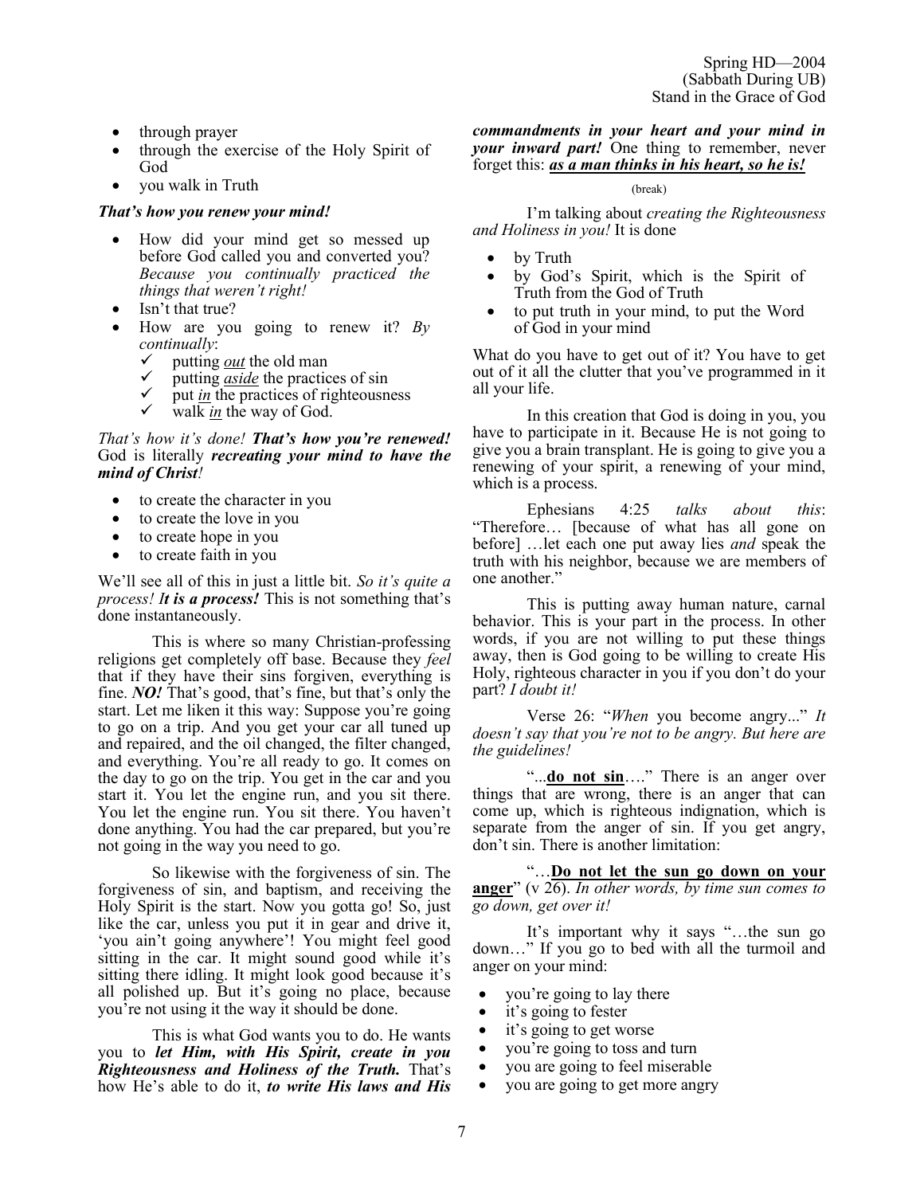- through prayer
- through the exercise of the Holy Spirit of God
- you walk in Truth

***That's how you renew your mind!***

- How did your mind get so messed up before God called you and converted you? *Because you continually practiced the things that weren't right!*
- Isn't that true?
- How are you going to renew it? *By continually*:
    - ✓ putting ***out*** the old man
    - ✓ putting ***aside*** the practices of sin
    - ✓ put ***in*** the practices of righteousness
    - ✓ walk ***in*** the way of God.

*That's how it's done!* ***That's how you're renewed!*** God is literally ***recreating your mind to have the mind of Christ!***

- to create the character in you
- to create the love in you
- to create hope in you
- to create faith in you

We'll see all of this in just a little bit. *So it's quite a process! **It is a process!*** This is not something that's done instantaneously.

This is where so many Christian-professing religions get completely off base. Because they *feel* that if they have their sins forgiven, everything is fine. ***NO!*** That's good, that's fine, but that's only the start. Let me liken it this way: Suppose you're going to go on a trip. And you get your car all tuned up and repaired, and the oil changed, the filter changed, and everything. You're all ready to go. It comes on the day to go on the trip. You get in the car and you start it. You let the engine run, and you sit there. You let the engine run. You sit there. You haven't done anything. You had the car prepared, but you're not going in the way you need to go.

So likewise with the forgiveness of sin. The forgiveness of sin, and baptism, and receiving the Holy Spirit is the start. Now you gotta go! So, just like the car, unless you put it in gear and drive it, 'you ain't going anywhere'! You might feel good sitting in the car. It might sound good while it's sitting there idling. It might look good because it's all polished up. But it's going no place, because you're not using it the way it should be done.

This is what God wants you to do. He wants you to ***let Him, with His Spirit, create in you Righteousness and Holiness of the Truth.*** That's how He's able to do it, ***to write His laws and His commandments in your heart and your mind in your inward part!*** One thing to remember, never forget this: ***as a man thinks in his heart, so he is!***

(break)

I'm talking about *creating the Righteousness and Holiness in you!* It is done

- by Truth
- by God's Spirit, which is the Spirit of Truth from the God of Truth
- to put truth in your mind, to put the Word of God in your mind

What do you have to get out of it? You have to get out of it all the clutter that you've programmed in it all your life.

In this creation that God is doing in you, you have to participate in it. Because He is not going to give you a brain transplant. He is going to give you a renewing of your spirit, a renewing of your mind, which is a process.

Ephesians 4:25 *talks about this*: "Therefore… [because of what has all gone on before] …let each one put away lies *and* speak the truth with his neighbor, because we are members of one another."

This is putting away human nature, carnal behavior. This is your part in the process. In other words, if you are not willing to put these things away, then is God going to be willing to create His Holy, righteous character in you if you don't do your part? *I doubt it!*

Verse 26: "*When* you become angry..." *It doesn't say that you're not to be angry. But here are the guidelines!*

"...**do not sin**…." There is an anger over things that are wrong, there is an anger that can come up, which is righteous indignation, which is separate from the anger of sin. If you get angry, don't sin. There is another limitation:

"…**Do not let the sun go down on your anger**" (v 26). *In other words, by time sun comes to go down, get over it!*

It's important why it says "…the sun go down…" If you go to bed with all the turmoil and anger on your mind:

- you're going to lay there
- it's going to fester
- it's going to get worse
- you're going to toss and turn
- you are going to feel miserable
- you are going to get more angry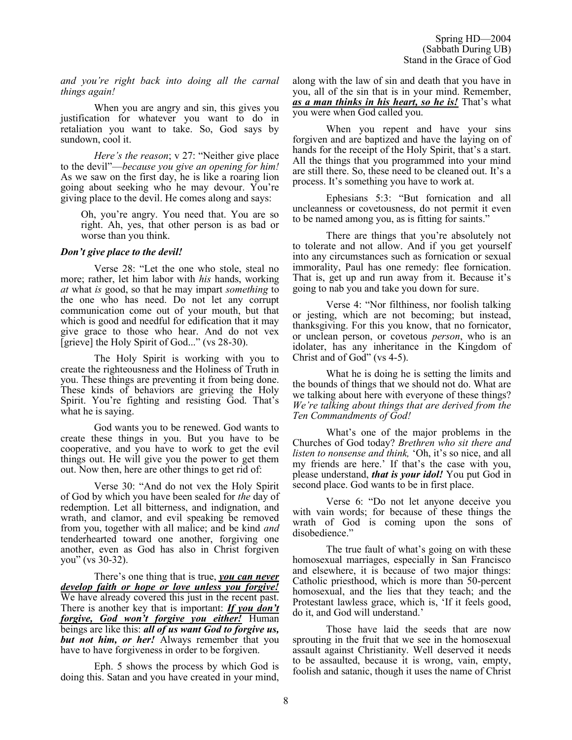*and you're right back into doing all the carnal things again!*

When you are angry and sin, this gives you justification for whatever you want to do in retaliation you want to take. So, God says by sundown, cool it.

*Here's the reason*; v 27: "Neither give place to the devil"—*because you give an opening for him!* As we saw on the first day, he is like a roaring lion going about seeking who he may devour. You're giving place to the devil. He comes along and says:

> Oh, you're angry. You need that. You are so right. Ah, yes, that other person is as bad or worse than you think.

***Don't give place to the devil!***

Verse 28: "Let the one who stole, steal no more; rather, let him labor with *his* hands, working *at* what *is* good, so that he may impart *something* to the one who has need. Do not let any corrupt communication come out of your mouth, but that which is good and needful for edification that it may give grace to those who hear. And do not vex [grieve] the Holy Spirit of God..." (vs 28-30).

The Holy Spirit is working with you to create the righteousness and the Holiness of Truth in you. These things are preventing it from being done. These kinds of behaviors are grieving the Holy Spirit. You're fighting and resisting God. That's what he is saying.

God wants you to be renewed. God wants to create these things in you. But you have to be cooperative, and you have to work to get the evil things out. He will give you the power to get them out. Now then, here are other things to get rid of:

Verse 30: "And do not vex the Holy Spirit of God by which you have been sealed for *the* day of redemption. Let all bitterness, and indignation, and wrath, and clamor, and evil speaking be removed from you, together with all malice; and be kind *and* tenderhearted toward one another, forgiving one another, even as God has also in Christ forgiven you" (vs 30-32).

There's one thing that is true, ***you can never develop faith or hope or love unless you forgive!*** We have already covered this just in the recent past. There is another key that is important: ***If you don't forgive, God won't forgive you either!*** Human beings are like this: ***all of us want God to forgive us, but not him, or her!*** Always remember that you have to have forgiveness in order to be forgiven.

Eph. 5 shows the process by which God is doing this. Satan and you have created in your mind, along with the law of sin and death that you have in you, all of the sin that is in your mind. Remember, ***as a man thinks in his heart, so he is!*** That's what you were when God called you.

When you repent and have your sins forgiven and are baptized and have the laying on of hands for the receipt of the Holy Spirit, that's a start. All the things that you programmed into your mind are still there. So, these need to be cleaned out. It's a process. It's something you have to work at.

Ephesians 5:3: "But fornication and all uncleanness or covetousness, do not permit it even to be named among you, as is fitting for saints."

There are things that you're absolutely not to tolerate and not allow. And if you get yourself into any circumstances such as fornication or sexual immorality, Paul has one remedy: flee fornication. That is, get up and run away from it. Because it's going to nab you and take you down for sure.

Verse 4: "Nor filthiness, nor foolish talking or jesting, which are not becoming; but instead, thanksgiving. For this you know, that no fornicator, or unclean person, or covetous *person*, who is an idolater, has any inheritance in the Kingdom of Christ and of God" (vs 4-5).

What he is doing he is setting the limits and the bounds of things that we should not do. What are we talking about here with everyone of these things? *We're talking about things that are derived from the Ten Commandments of God!*

What's one of the major problems in the Churches of God today? *Brethren who sit there and listen to nonsense and think,* 'Oh, it's so nice, and all my friends are here.' If that's the case with you, please understand, ***that is your idol!*** You put God in second place. God wants to be in first place.

Verse 6: "Do not let anyone deceive you with vain words; for because of these things the wrath of God is coming upon the sons of disobedience."

The true fault of what's going on with these homosexual marriages, especially in San Francisco and elsewhere, it is because of two major things: Catholic priesthood, which is more than 50-percent homosexual, and the lies that they teach; and the Protestant lawless grace, which is, 'If it feels good, do it, and God will understand.'

Those have laid the seeds that are now sprouting in the fruit that we see in the homosexual assault against Christianity. Well deserved it needs to be assaulted, because it is wrong, vain, empty, foolish and satanic, though it uses the name of Christ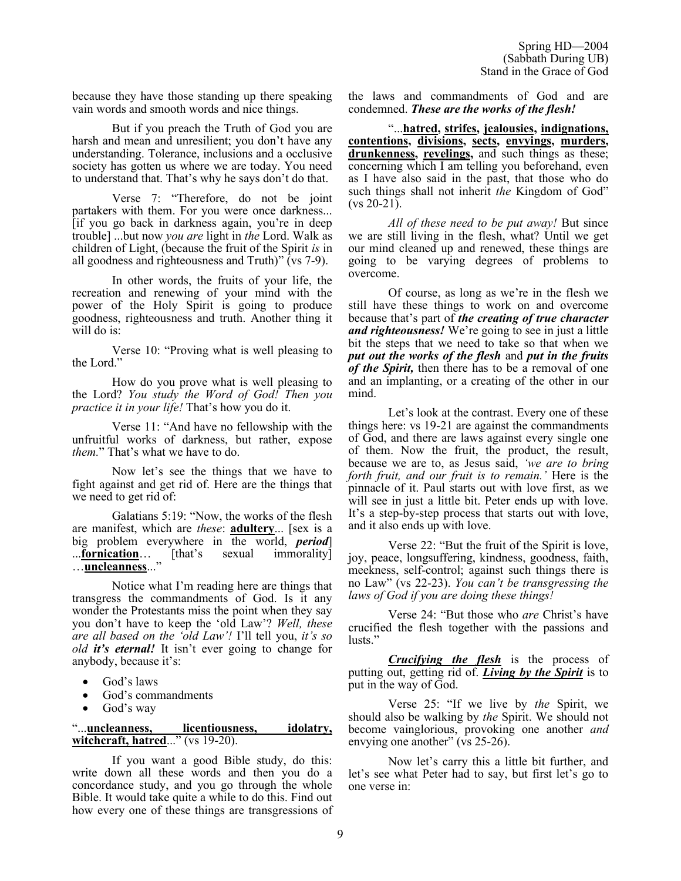because they have those standing up there speaking vain words and smooth words and nice things.

But if you preach the Truth of God you are harsh and mean and unresilient; you don't have any understanding. Tolerance, inclusions and a occlusive society has gotten us where we are today. You need to understand that. That's why he says don't do that.

Verse 7: "Therefore, do not be joint partakers with them. For you were once darkness... [if you go back in darkness again, you're in deep trouble] ...but now *you are* light in *the* Lord. Walk as children of Light, (because the fruit of the Spirit *is* in all goodness and righteousness and Truth)" (vs 7-9).

In other words, the fruits of your life, the recreation and renewing of your mind with the power of the Holy Spirit is going to produce goodness, righteousness and truth. Another thing it will do is:

Verse 10: "Proving what is well pleasing to the Lord."

How do you prove what is well pleasing to the Lord? *You study the Word of God! Then you practice it in your life!* That's how you do it.

Verse 11: "And have no fellowship with the unfruitful works of darkness, but rather, expose *them.*" That's what we have to do.

Now let's see the things that we have to fight against and get rid of. Here are the things that we need to get rid of:

Galatians 5:19: "Now, the works of the flesh are manifest, which are *these*: **adultery**... [sex is a big problem everywhere in the world, ***period***] ...**fornication**… [that's sexual immorality] …**uncleanness**..."

Notice what I'm reading here are things that transgress the commandments of God. Is it any wonder the Protestants miss the point when they say you don't have to keep the 'old Law'? *Well, these are all based on the 'old Law'!* I'll tell you, *it's so old **it's eternal!*** It isn't ever going to change for anybody, because it's:

- God's laws
- God's commandments
- God's way

"...**uncleanness, licentiousness, idolatry, witchcraft, hatred**..." (vs 19-20).

If you want a good Bible study, do this: write down all these words and then you do a concordance study, and you go through the whole Bible. It would take quite a while to do this. Find out how every one of these things are transgressions of the laws and commandments of God and are condemned. ***These are the works of the flesh!***

"...**hatred, strifes, jealousies, indignations, contentions, divisions, sects, envyings, murders, drunkenness, revelings,** and such things as these; concerning which I am telling you beforehand, even as I have also said in the past, that those who do such things shall not inherit *the* Kingdom of God" (vs 20-21).

*All of these need to be put away!* But since we are still living in the flesh, what? Until we get our mind cleaned up and renewed, these things are going to be varying degrees of problems to overcome.

Of course, as long as we're in the flesh we still have these things to work on and overcome because that's part of ***the creating of true character and righteousness!*** We're going to see in just a little bit the steps that we need to take so that when we ***put out the works of the flesh*** and ***put in the fruits of the Spirit,*** then there has to be a removal of one and an implanting, or a creating of the other in our mind.

Let's look at the contrast. Every one of these things here: vs 19-21 are against the commandments of God, and there are laws against every single one of them. Now the fruit, the product, the result, because we are to, as Jesus said, *'we are to bring forth fruit, and our fruit is to remain.'* Here is the pinnacle of it. Paul starts out with love first, as we will see in just a little bit. Peter ends up with love. It's a step-by-step process that starts out with love, and it also ends up with love.

Verse 22: "But the fruit of the Spirit is love, joy, peace, longsuffering, kindness, goodness, faith, meekness, self-control; against such things there is no Law" (vs 22-23). *You can't be transgressing the laws of God if you are doing these things!*

Verse 24: "But those who *are* Christ's have crucified the flesh together with the passions and lusts."

***Crucifying the flesh*** is the process of putting out, getting rid of. ***Living by the Spirit*** is to put in the way of God.

Verse 25: "If we live by *the* Spirit, we should also be walking by *the* Spirit. We should not become vainglorious, provoking one another *and* envying one another" (vs 25-26).

Now let's carry this a little bit further, and let's see what Peter had to say, but first let's go to one verse in: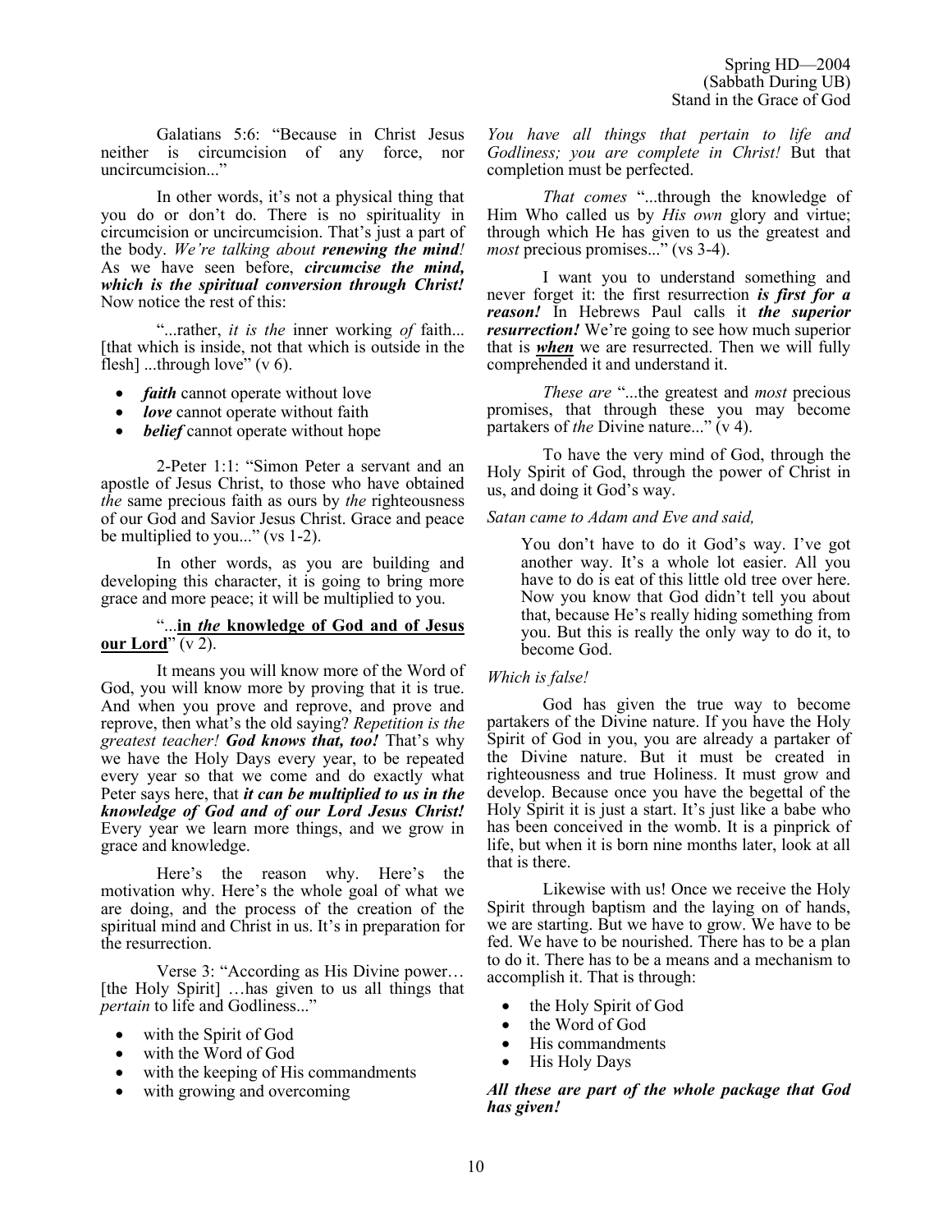Galatians 5:6: "Because in Christ Jesus neither is circumcision of any force, nor uncircumcision..."

In other words, it's not a physical thing that you do or don't do. There is no spirituality in circumcision or uncircumcision. That's just a part of the body. *We're talking about **renewing the mind**!* As we have seen before, ***circumcise the mind, which is the spiritual conversion through Christ!*** Now notice the rest of this:

"...rather, *it is the* inner working *of* faith... [that which is inside, not that which is outside in the flesh] ...through love" (v 6).

- ***faith*** cannot operate without love
- ***love*** cannot operate without faith
- ***belief*** cannot operate without hope

2-Peter 1:1: "Simon Peter a servant and an apostle of Jesus Christ, to those who have obtained *the* same precious faith as ours by *the* righteousness of our God and Savior Jesus Christ. Grace and peace be multiplied to you..." (vs 1-2).

In other words, as you are building and developing this character, it is going to bring more grace and more peace; it will be multiplied to you.

"...**<u>in *the* knowledge of God and of Jesus our Lord</u>**" (v 2).

It means you will know more of the Word of God, you will know more by proving that it is true. And when you prove and reprove, and prove and reprove, then what's the old saying? *Repetition is the greatest teacher!* ***God knows that, too!*** That's why we have the Holy Days every year, to be repeated every year so that we come and do exactly what Peter says here, that ***it can be multiplied to us in the knowledge of God and of our Lord Jesus Christ!*** Every year we learn more things, and we grow in grace and knowledge.

Here's the reason why. Here's the motivation why. Here's the whole goal of what we are doing, and the process of the creation of the spiritual mind and Christ in us. It's in preparation for the resurrection.

Verse 3: "According as His Divine power… [the Holy Spirit] …has given to us all things that *pertain* to life and Godliness..."

- with the Spirit of God
- with the Word of God
- with the keeping of His commandments
- with growing and overcoming

*You have all things that pertain to life and Godliness; you are complete in Christ!* But that completion must be perfected.

*That comes* "...through the knowledge of Him Who called us by *His own* glory and virtue; through which He has given to us the greatest and *most* precious promises..." (vs 3-4).

I want you to understand something and never forget it: the first resurrection ***is first for a reason!*** In Hebrews Paul calls it ***the superior resurrection!*** We're going to see how much superior that is ***<u>when</u>*** we are resurrected. Then we will fully comprehended it and understand it.

*These are* "...the greatest and *most* precious promises, that through these you may become partakers of *the* Divine nature..." (v 4).

To have the very mind of God, through the Holy Spirit of God, through the power of Christ in us, and doing it God's way.

*Satan came to Adam and Eve and said,*

> You don't have to do it God's way. I've got another way. It's a whole lot easier. All you have to do is eat of this little old tree over here. Now you know that God didn't tell you about that, because He's really hiding something from you. But this is really the only way to do it, to become God.

*Which is false!*

God has given the true way to become partakers of the Divine nature. If you have the Holy Spirit of God in you, you are already a partaker of the Divine nature. But it must be created in righteousness and true Holiness. It must grow and develop. Because once you have the begettal of the Holy Spirit it is just a start. It's just like a babe who has been conceived in the womb. It is a pinprick of life, but when it is born nine months later, look at all that is there.

Likewise with us! Once we receive the Holy Spirit through baptism and the laying on of hands, we are starting. But we have to grow. We have to be fed. We have to be nourished. There has to be a plan to do it. There has to be a means and a mechanism to accomplish it. That is through:

- the Holy Spirit of God
- the Word of God
- His commandments
- His Holy Days

***All these are part of the whole package that God has given!***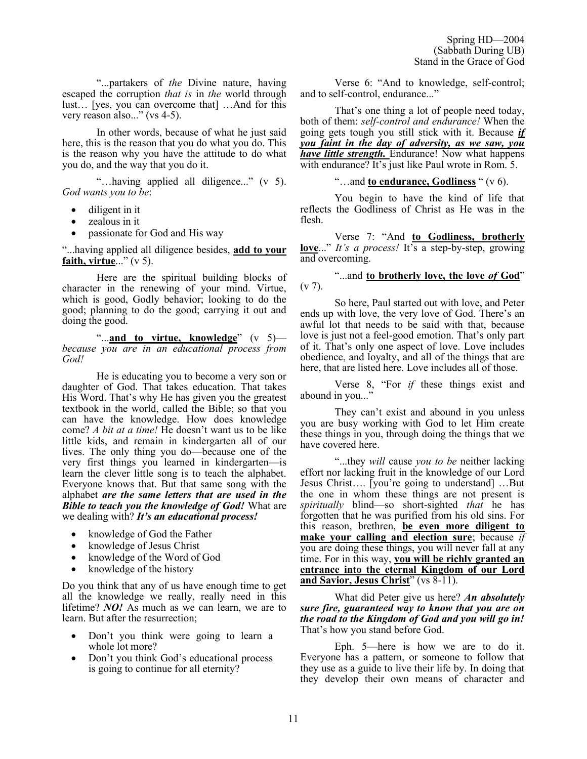"...partakers of *the* Divine nature, having escaped the corruption *that is* in *the* world through lust… [yes, you can overcome that] …And for this very reason also..." (vs 4-5).

In other words, because of what he just said here, this is the reason that you do what you do. This is the reason why you have the attitude to do what you do, and the way that you do it.

"…having applied all diligence..." (v 5). *God wants you to be*:

- diligent in it
- zealous in it
- passionate for God and His way

"...having applied all diligence besides, **add to your faith, virtue**..." (v 5).

Here are the spiritual building blocks of character in the renewing of your mind. Virtue, which is good, Godly behavior; looking to do the good; planning to do the good; carrying it out and doing the good.

"...**and to virtue, knowledge**" (v 5)—*because you are in an educational process from God!*

He is educating you to become a very son or daughter of God. That takes education. That takes His Word. That's why He has given you the greatest textbook in the world, called the Bible; so that you can have the knowledge. How does knowledge come? *A bit at a time!* He doesn't want us to be like little kids, and remain in kindergarten all of our lives. The only thing you do—because one of the very first things you learned in kindergarten—is learn the clever little song is to teach the alphabet. Everyone knows that. But that same song with the alphabet ***are the same letters that are used in the Bible to teach you the knowledge of God!*** What are we dealing with? ***It's an educational process!***

- knowledge of God the Father
- knowledge of Jesus Christ
- knowledge of the Word of God
- knowledge of the history

Do you think that any of us have enough time to get all the knowledge we really, really need in this lifetime? ***NO!*** As much as we can learn, we are to learn. But after the resurrection;

- Don't you think were going to learn a whole lot more?
- Don't you think God's educational process is going to continue for all eternity?

Verse 6: "And to knowledge, self-control; and to self-control, endurance..."

That's one thing a lot of people need today, both of them: *self-control and endurance!* When the going gets tough you still stick with it. Because ***if you faint in the day of adversity, as we saw, you have little strength.*** Endurance! Now what happens with endurance? It's just like Paul wrote in Rom. 5.

"…and **to endurance, Godliness** " (v 6).

You begin to have the kind of life that reflects the Godliness of Christ as He was in the flesh.

Verse 7: "And **to Godliness, brotherly love**..." *It's a process!* It's a step-by-step, growing and overcoming.

"...and **to brotherly love, the love *of* God**" (v 7).

So here, Paul started out with love, and Peter ends up with love, the very love of God. There's an awful lot that needs to be said with that, because love is just not a feel-good emotion. That's only part of it. That's only one aspect of love. Love includes obedience, and loyalty, and all of the things that are here, that are listed here. Love includes all of those.

Verse 8, "For *if* these things exist and abound in you..."

They can't exist and abound in you unless you are busy working with God to let Him create these things in you, through doing the things that we have covered here.

"...they *will* cause *you to be* neither lacking effort nor lacking fruit in the knowledge of our Lord Jesus Christ…. [you're going to understand] …But the one in whom these things are not present is *spiritually* blind—so short-sighted *that* he has forgotten that he was purified from his old sins. For this reason, brethren, **be even more diligent to make your calling and election sure**; because *if* you are doing these things, you will never fall at any time. For in this way, **you will be richly granted an entrance into the eternal Kingdom of our Lord and Savior, Jesus Christ**" (vs 8-11).

What did Peter give us here? ***An absolutely sure fire, guaranteed way to know that you are on the road to the Kingdom of God and you will go in!*** That's how you stand before God.

Eph. 5—here is how we are to do it. Everyone has a pattern, or someone to follow that they use as a guide to live their life by. In doing that they develop their own means of character and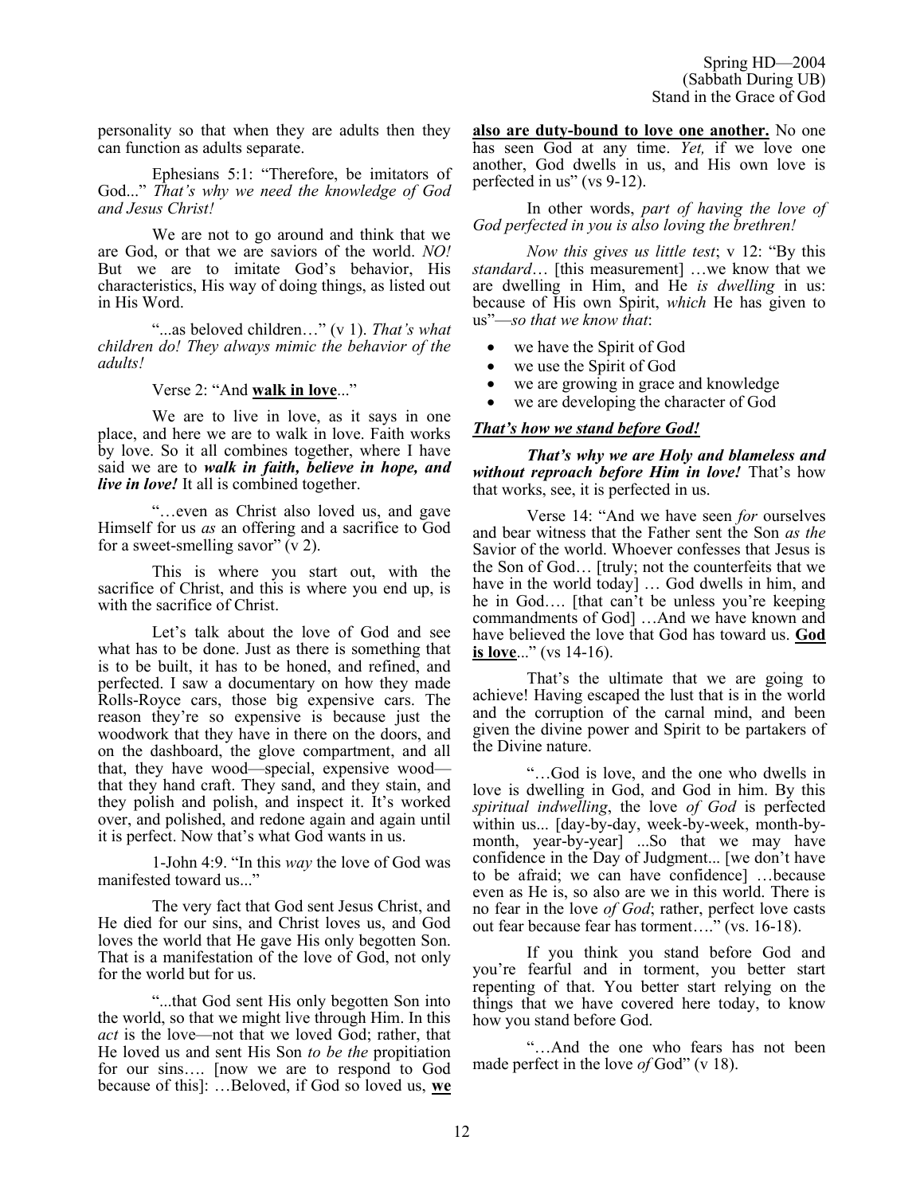personality so that when they are adults then they can function as adults separate.

Ephesians 5:1: "Therefore, be imitators of God..." *That's why we need the knowledge of God and Jesus Christ!*

We are not to go around and think that we are God, or that we are saviors of the world. *NO!* But we are to imitate God's behavior, His characteristics, His way of doing things, as listed out in His Word.

"...as beloved children…" (v 1). *That's what children do! They always mimic the behavior of the adults!*

Verse 2: "And **walk in love**..."

We are to live in love, as it says in one place, and here we are to walk in love. Faith works by love. So it all combines together, where I have said we are to ***walk in faith, believe in hope, and live in love!*** It all is combined together.

"…even as Christ also loved us, and gave Himself for us *as* an offering and a sacrifice to God for a sweet-smelling savor" (v 2).

This is where you start out, with the sacrifice of Christ, and this is where you end up, is with the sacrifice of Christ.

Let's talk about the love of God and see what has to be done. Just as there is something that is to be built, it has to be honed, and refined, and perfected. I saw a documentary on how they made Rolls-Royce cars, those big expensive cars. The reason they're so expensive is because just the woodwork that they have in there on the doors, and on the dashboard, the glove compartment, and all that, they have wood—special, expensive wood—that they hand craft. They sand, and they stain, and they polish and polish, and inspect it. It's worked over, and polished, and redone again and again until it is perfect. Now that's what God wants in us.

1-John 4:9. "In this *way* the love of God was manifested toward us..."

The very fact that God sent Jesus Christ, and He died for our sins, and Christ loves us, and God loves the world that He gave His only begotten Son. That is a manifestation of the love of God, not only for the world but for us.

"...that God sent His only begotten Son into the world, so that we might live through Him. In this *act* is the love—not that we loved God; rather, that He loved us and sent His Son *to be the* propitiation for our sins…. [now we are to respond to God because of this]: …Beloved, if God so loved us, **we also are duty-bound to love one another.** No one has seen God at any time. *Yet,* if we love one another, God dwells in us, and His own love is perfected in us" (vs 9-12).

In other words, *part of having the love of God perfected in you is also loving the brethren!*

*Now this gives us little test*; v 12: "By this *standard*… [this measurement] …we know that we are dwelling in Him, and He *is dwelling* in us: because of His own Spirit, *which* He has given to us"—*so that we know that*:

- we have the Spirit of God
- we use the Spirit of God
- we are growing in grace and knowledge
- we are developing the character of God

***That's how we stand before God!***

***That's why we are Holy and blameless and without reproach before Him in love!*** That's how that works, see, it is perfected in us.

Verse 14: "And we have seen *for* ourselves and bear witness that the Father sent the Son *as the* Savior of the world. Whoever confesses that Jesus is the Son of God… [truly; not the counterfeits that we have in the world today] … God dwells in him, and he in God…. [that can't be unless you're keeping commandments of God] …And we have known and have believed the love that God has toward us. **God is love**..." (vs 14-16).

That's the ultimate that we are going to achieve! Having escaped the lust that is in the world and the corruption of the carnal mind, and been given the divine power and Spirit to be partakers of the Divine nature.

"…God is love, and the one who dwells in love is dwelling in God, and God in him. By this *spiritual indwelling*, the love *of God* is perfected within us... [day-by-day, week-by-week, month-by-month, year-by-year] ...So that we may have confidence in the Day of Judgment... [we don't have to be afraid; we can have confidence] …because even as He is, so also are we in this world. There is no fear in the love *of God*; rather, perfect love casts out fear because fear has torment…." (vs. 16-18).

If you think you stand before God and you're fearful and in torment, you better start repenting of that. You better start relying on the things that we have covered here today, to know how you stand before God.

"…And the one who fears has not been made perfect in the love *of* God" (v 18).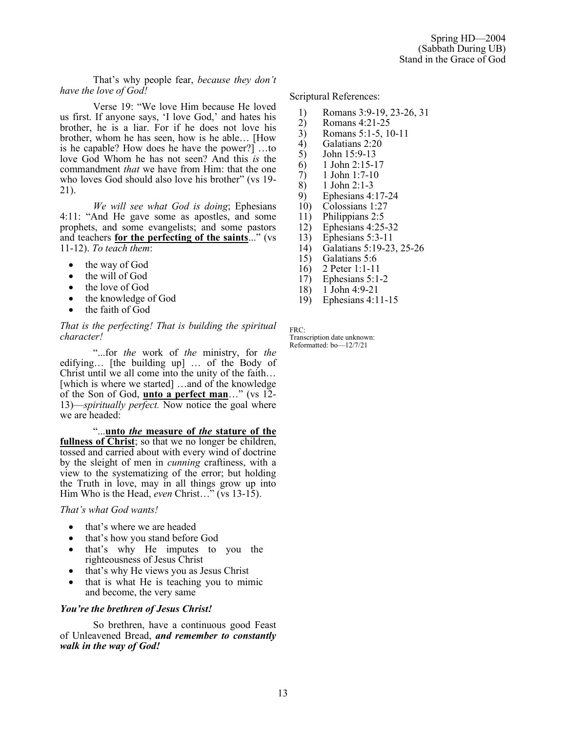That's why people fear, *because they don't have the love of God!*

Verse 19: "We love Him because He loved us first. If anyone says, 'I love God,' and hates his brother, he is a liar. For if he does not love his brother, whom he has seen, how is he able… [How is he capable? How does he have the power?] …to love God Whom he has not seen? And this *is* the commandment *that* we have from Him: that the one who loves God should also love his brother" (vs 19-21).

*We will see what God is doing*; Ephesians 4:11: "And He gave some as apostles, and some prophets, and some evangelists; and some pastors and teachers **for the perfecting of the saints**..." (vs 11-12). *To teach them*:

- the way of God
- the will of God
- the love of God
- the knowledge of God
- the faith of God

*That is the perfecting! That is building the spiritual character!*

"...for *the* work of *the* ministry, for *the* edifying… [the building up] … of the Body of Christ until we all come into the unity of the faith… [which is where we started] …and of the knowledge of the Son of God, **unto a perfect man**…" (vs 12-13)—*spiritually perfect.* Now notice the goal where we are headed:

"...**unto *the* measure of *the* stature of the fullness of Christ**; so that we no longer be children, tossed and carried about with every wind of doctrine by the sleight of men in *cunning* craftiness, with a view to the systematizing of the error; but holding the Truth in love, may in all things grow up into Him Who is the Head, *even* Christ…" (vs 13-15).

*That's what God wants!*

- that's where we are headed
- that's how you stand before God
- that's why He imputes to you the righteousness of Jesus Christ
- that's why He views you as Jesus Christ
- that is what He is teaching you to mimic and become, the very same

***You're the brethren of Jesus Christ!***

So brethren, have a continuous good Feast of Unleavened Bread, ***and remember to constantly walk in the way of God!***

Scriptural References:

1) Romans 3:9-19, 23-26, 31
2) Romans 4:21-25
3) Romans 5:1-5, 10-11
4) Galatians 2:20
5) John 15:9-13
6) 1 John 2:15-17
7) 1 John 1:7-10
8) 1 John 2:1-3
9) Ephesians 4:17-24
10) Colossians 1:27
11) Philippians 2:5
12) Ephesians 4:25-32
13) Ephesians 5:3-11
14) Galatians 5:19-23, 25-26
15) Galatians 5:6
16) 2 Peter 1:1-11
17) Ephesians 5:1-2
18) 1 John 4:9-21
19) Ephesians 4:11-15

FRC:
Transcription date unknown:
Reformatted: bo—12/7/21